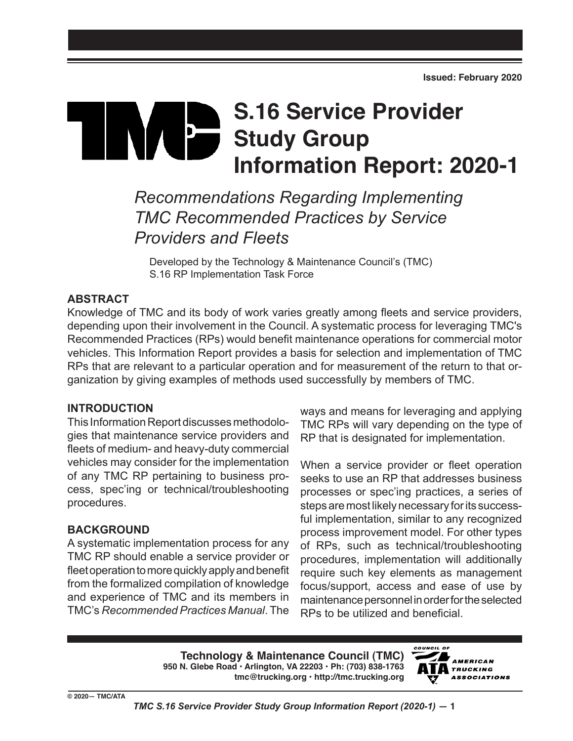Issued: February 2020

# S.16 Service Provider Study Group Information Report: 2020-1

## *Recommendations Regarding Implementing TMC Recommended Practices by Service Providers and Fleets*

Developed by the Technology & Maintenance Council's (TMC) S.16 RP Implementation Task Force

### ABSTRACT

Knowledge of TMC and its body of work varies greatly among fleets and service providers, depending upon their involvement in the Council. A systematic process for leveraging TMC's Recommended Practices (RPs) would benefit maintenance operations for commercial motor vehicles. This Information Report provides a basis for selection and implementation of TMC RPs that are relevant to a particular operation and for measurement of the return to that organization by giving examples of methods used successfully by members of TMC.

### INTRODUCTION

This Information Report discusses methodologies that maintenance service providers and fleets of medium- and heavy-duty commercial vehicles may consider for the implementation of any TMC RP pertaining to business process, spec'ing or technical/troubleshooting procedures.

### BACKGROUND

A systematic implementation process for any TMC RP should enable a service provider or fleet operation to more quickly apply and benefit from the formalized compilation of knowledge and experience of TMC and its members in TMC's *Recommended Practices Manual*. The ways and means for leveraging and applying TMC RPs will vary depending on the type of RP that is designated for implementation.

When a service provider or fleet operation seeks to use an RP that addresses business processes or spec'ing practices, a series of steps are most likely necessary for its successful implementation, similar to any recognized process improvement model. For other types of RPs, such as technical/troubleshooting procedures, implementation will additionally require such key elements as management focus/support, access and ease of use by maintenance personnel in order for the selected RPs to be utilized and beneficial.

**Technology & Maintenance Council (TMC)**
950 N. Glebe Road • Arlington, VA 22203 • Ph: (703) 838-1763
tmc@trucking.org • http://tmc.trucking.org

© 2020— TMC/ATA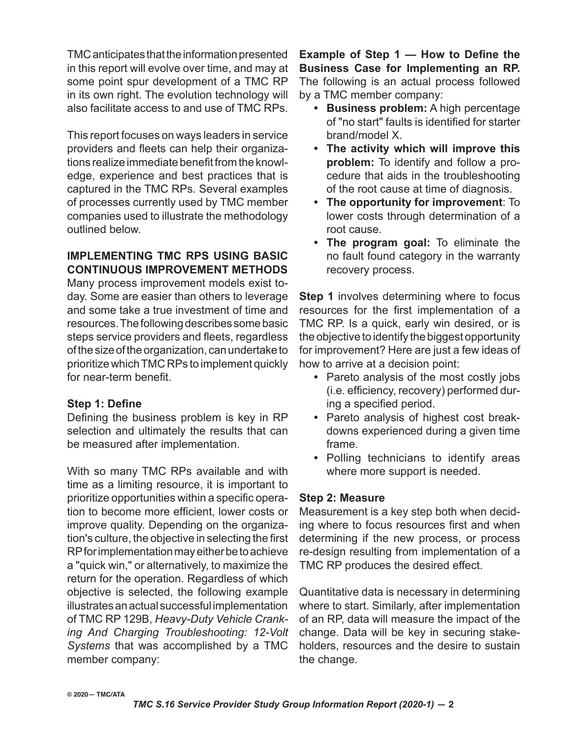TMC anticipates that the information presented in this report will evolve over time, and may at some point spur development of a TMC RP in its own right. The evolution technology will also facilitate access to and use of TMC RPs.

This report focuses on ways leaders in service providers and fleets can help their organizations realize immediate benefit from the knowledge, experience and best practices that is captured in the TMC RPs. Several examples of processes currently used by TMC member companies used to illustrate the methodology outlined below.

## IMPLEMENTING TMC RPS USING BASIC CONTINUOUS IMPROVEMENT METHODS

Many process improvement models exist today. Some are easier than others to leverage and some take a true investment of time and resources. The following describes some basic steps service providers and fleets, regardless of the size of the organization, can undertake to prioritize which TMC RPs to implement quickly for near-term benefit.

### Step 1: Define

Defining the business problem is key in RP selection and ultimately the results that can be measured after implementation.

With so many TMC RPs available and with time as a limiting resource, it is important to prioritize opportunities within a specific operation to become more efficient, lower costs or improve quality. Depending on the organization's culture, the objective in selecting the first RP for implementation may either be to achieve a "quick win," or alternatively, to maximize the return for the operation. Regardless of which objective is selected, the following example illustrates an actual successful implementation of TMC RP 129B, *Heavy-Duty Vehicle Cranking And Charging Troubleshooting: 12-Volt Systems* that was accomplished by a TMC member company:

**Example of Step 1 — How to Define the Business Case for Implementing an RP.** The following is an actual process followed by a TMC member company:

- **Business problem:** A high percentage of "no start" faults is identified for starter brand/model X.
- **The activity which will improve this problem:** To identify and follow a procedure that aids in the troubleshooting of the root cause at time of diagnosis.
- **The opportunity for improvement**: To lower costs through determination of a root cause.
- **The program goal:** To eliminate the no fault found category in the warranty recovery process.

**Step 1** involves determining where to focus resources for the first implementation of a TMC RP. Is a quick, early win desired, or is the objective to identify the biggest opportunity for improvement? Here are just a few ideas of how to arrive at a decision point:

- Pareto analysis of the most costly jobs (i.e. efficiency, recovery) performed during a specified period.
- Pareto analysis of highest cost breakdowns experienced during a given time frame.
- Polling technicians to identify areas where more support is needed.

### Step 2: Measure

Measurement is a key step both when deciding where to focus resources first and when determining if the new process, or process re-design resulting from implementation of a TMC RP produces the desired effect.

Quantitative data is necessary in determining where to start. Similarly, after implementation of an RP, data will measure the impact of the change. Data will be key in securing stakeholders, resources and the desire to sustain the change.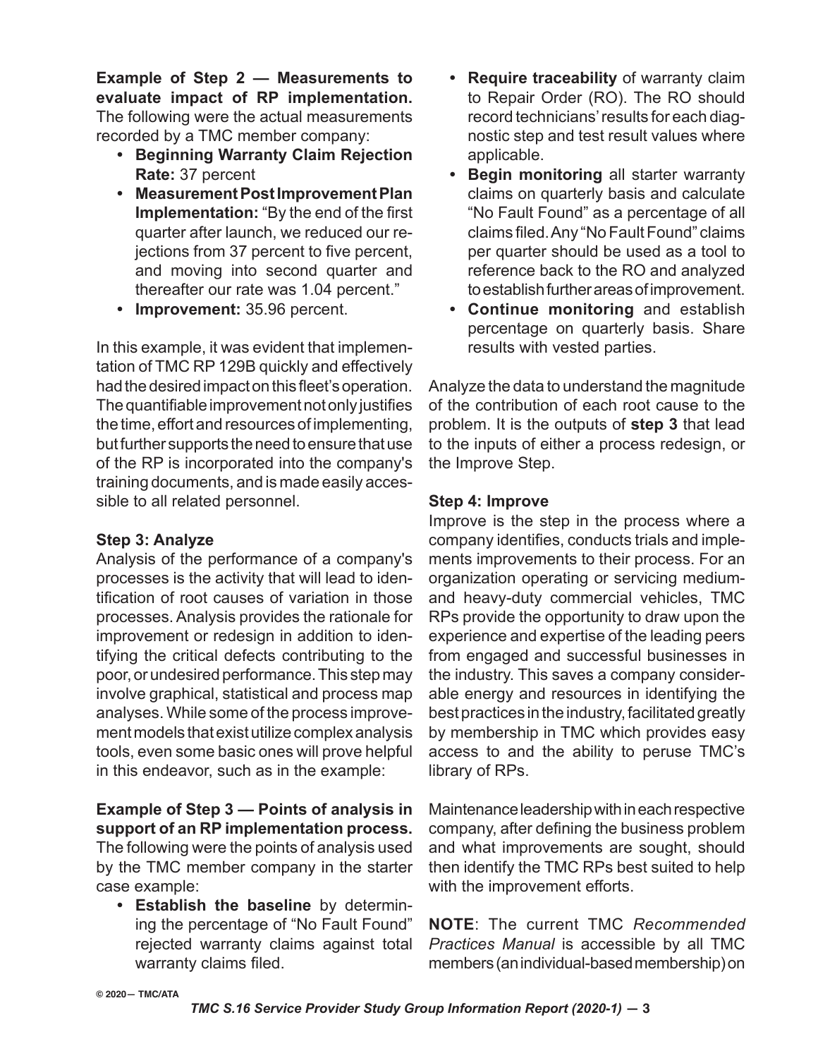**Example of Step 2 — Measurements to evaluate impact of RP implementation.** The following were the actual measurements recorded by a TMC member company:

- **Beginning Warranty Claim Rejection Rate:** 37 percent
- **Measurement Post Improvement Plan Implementation:** "By the end of the first quarter after launch, we reduced our rejections from 37 percent to five percent, and moving into second quarter and thereafter our rate was 1.04 percent."
- **Improvement:** 35.96 percent.

In this example, it was evident that implementation of TMC RP 129B quickly and effectively had the desired impact on this fleet's operation. The quantifiable improvement not only justifies the time, effort and resources of implementing, but further supports the need to ensure that use of the RP is incorporated into the company's training documents, and is made easily accessible to all related personnel.

### Step 3: Analyze

Analysis of the performance of a company's processes is the activity that will lead to identification of root causes of variation in those processes. Analysis provides the rationale for improvement or redesign in addition to identifying the critical defects contributing to the poor, or undesired performance. This step may involve graphical, statistical and process map analyses. While some of the process improvement models that exist utilize complex analysis tools, even some basic ones will prove helpful in this endeavor, such as in the example:

**Example of Step 3 — Points of analysis in support of an RP implementation process.** The following were the points of analysis used by the TMC member company in the starter case example:

- **Establish the baseline** by determining the percentage of "No Fault Found" rejected warranty claims against total warranty claims filed.
- **Require traceability** of warranty claim to Repair Order (RO). The RO should record technicians' results for each diagnostic step and test result values where applicable.
- **Begin monitoring** all starter warranty claims on quarterly basis and calculate "No Fault Found" as a percentage of all claims filed. Any "No Fault Found" claims per quarter should be used as a tool to reference back to the RO and analyzed to establish further areas of improvement.
- **Continue monitoring** and establish percentage on quarterly basis. Share results with vested parties.

Analyze the data to understand the magnitude of the contribution of each root cause to the problem. It is the outputs of **step 3** that lead to the inputs of either a process redesign, or the Improve Step.

### Step 4: Improve

Improve is the step in the process where a company identifies, conducts trials and implements improvements to their process. For an organization operating or servicing medium- and heavy-duty commercial vehicles, TMC RPs provide the opportunity to draw upon the experience and expertise of the leading peers from engaged and successful businesses in the industry. This saves a company considerable energy and resources in identifying the best practices in the industry, facilitated greatly by membership in TMC which provides easy access to and the ability to peruse TMC's library of RPs.

Maintenance leadership with in each respective company, after defining the business problem and what improvements are sought, should then identify the TMC RPs best suited to help with the improvement efforts.

**NOTE**: The current TMC *Recommended Practices Manual* is accessible by all TMC members (an individual-based membership) on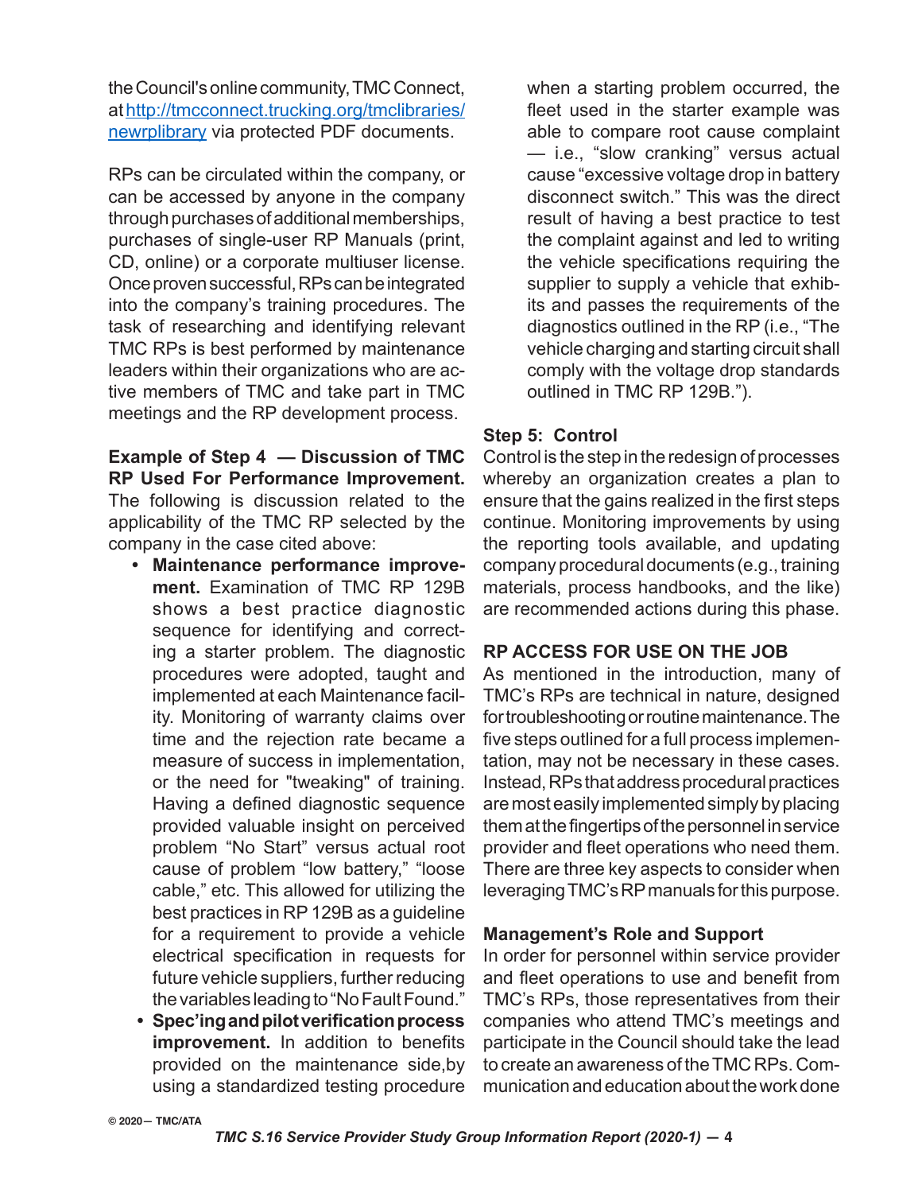the Council's online community, TMC Connect, at http://tmcconnect.trucking.org/tmclibraries/newrplibrary via protected PDF documents.

RPs can be circulated within the company, or can be accessed by anyone in the company through purchases of additional memberships, purchases of single-user RP Manuals (print, CD, online) or a corporate multiuser license. Once proven successful, RPs can be integrated into the company's training procedures. The task of researching and identifying relevant TMC RPs is best performed by maintenance leaders within their organizations who are active members of TMC and take part in TMC meetings and the RP development process.

**Example of Step 4 — Discussion of TMC RP Used For Performance Improvement.** The following is discussion related to the applicability of the TMC RP selected by the company in the case cited above:

- **Maintenance performance improvement.** Examination of TMC RP 129B shows a best practice diagnostic sequence for identifying and correcting a starter problem. The diagnostic procedures were adopted, taught and implemented at each Maintenance facility. Monitoring of warranty claims over time and the rejection rate became a measure of success in implementation, or the need for "tweaking" of training. Having a defined diagnostic sequence provided valuable insight on perceived problem "No Start" versus actual root cause of problem "low battery," "loose cable," etc. This allowed for utilizing the best practices in RP 129B as a guideline for a requirement to provide a vehicle electrical specification in requests for future vehicle suppliers, further reducing the variables leading to "No Fault Found."
- **Spec'ing and pilot verification process improvement.** In addition to benefits provided on the maintenance side,by using a standardized testing procedure when a starting problem occurred, the fleet used in the starter example was able to compare root cause complaint — i.e., "slow cranking" versus actual cause "excessive voltage drop in battery disconnect switch." This was the direct result of having a best practice to test the complaint against and led to writing the vehicle specifications requiring the supplier to supply a vehicle that exhibits and passes the requirements of the diagnostics outlined in the RP (i.e., "The vehicle charging and starting circuit shall comply with the voltage drop standards outlined in TMC RP 129B.").

**Step 5: Control**

Control is the step in the redesign of processes whereby an organization creates a plan to ensure that the gains realized in the first steps continue. Monitoring improvements by using the reporting tools available, and updating company procedural documents (e.g., training materials, process handbooks, and the like) are recommended actions during this phase.

## RP ACCESS FOR USE ON THE JOB

As mentioned in the introduction, many of TMC's RPs are technical in nature, designed for troubleshooting or routine maintenance. The five steps outlined for a full process implementation, may not be necessary in these cases. Instead, RPs that address procedural practices are most easily implemented simply by placing them at the fingertips of the personnel in service provider and fleet operations who need them. There are three key aspects to consider when leveraging TMC's RP manuals for this purpose.

### Management's Role and Support

In order for personnel within service provider and fleet operations to use and benefit from TMC's RPs, those representatives from their companies who attend TMC's meetings and participate in the Council should take the lead to create an awareness of the TMC RPs. Communication and education about the work done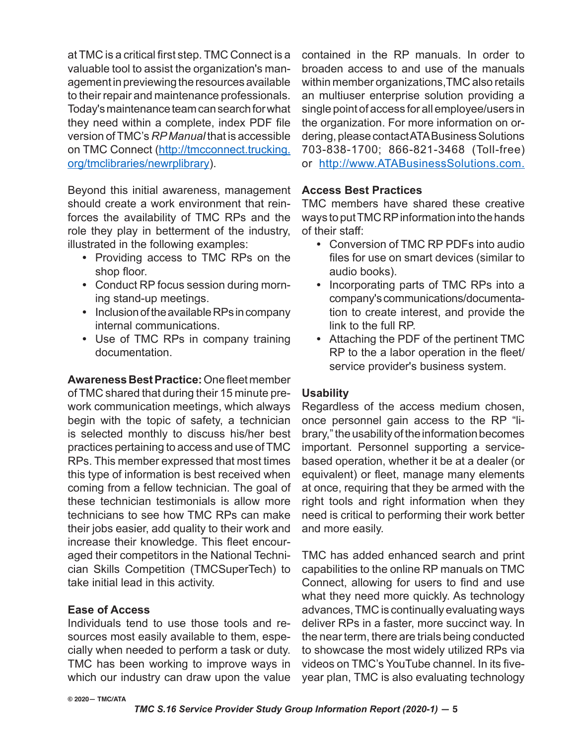at TMC is a critical first step. TMC Connect is a valuable tool to assist the organization's management in previewing the resources available to their repair and maintenance professionals. Today's maintenance team can search for what they need within a complete, index PDF file version of TMC's *RP Manual* that is accessible on TMC Connect (http://tmcconnect.trucking.org/tmclibraries/newrplibrary).

Beyond this initial awareness, management should create a work environment that reinforces the availability of TMC RPs and the role they play in betterment of the industry, illustrated in the following examples:

- Providing access to TMC RPs on the shop floor.
- Conduct RP focus session during morning stand-up meetings.
- Inclusion of the available RPs in company internal communications.
- Use of TMC RPs in company training documentation.

**Awareness Best Practice:** One fleet member of TMC shared that during their 15 minute pre-work communication meetings, which always begin with the topic of safety, a technician is selected monthly to discuss his/her best practices pertaining to access and use of TMC RPs. This member expressed that most times this type of information is best received when coming from a fellow technician. The goal of these technician testimonials is allow more technicians to see how TMC RPs can make their jobs easier, add quality to their work and increase their knowledge. This fleet encouraged their competitors in the National Technician Skills Competition (TMCSuperTech) to take initial lead in this activity.

### Ease of Access

Individuals tend to use those tools and resources most easily available to them, especially when needed to perform a task or duty. TMC has been working to improve ways in which our industry can draw upon the value contained in the RP manuals. In order to broaden access to and use of the manuals within member organizations, TMC also retails an multiuser enterprise solution providing a single point of access for all employee/users in the organization. For more information on ordering, please contact ATA Business Solutions 703-838-1700; 866-821-3468 (Toll-free) or http://www.ATABusinessSolutions.com.

### Access Best Practices

TMC members have shared these creative ways to put TMC RP information into the hands of their staff:

- Conversion of TMC RP PDFs into audio files for use on smart devices (similar to audio books).
- Incorporating parts of TMC RPs into a company's communications/documentation to create interest, and provide the link to the full RP.
- Attaching the PDF of the pertinent TMC RP to the a labor operation in the fleet/service provider's business system.

### Usability

Regardless of the access medium chosen, once personnel gain access to the RP "library," the usability of the information becomes important. Personnel supporting a service-based operation, whether it be at a dealer (or equivalent) or fleet, manage many elements at once, requiring that they be armed with the right tools and right information when they need is critical to performing their work better and more easily.

TMC has added enhanced search and print capabilities to the online RP manuals on TMC Connect, allowing for users to find and use what they need more quickly. As technology advances, TMC is continually evaluating ways deliver RPs in a faster, more succinct way. In the near term, there are trials being conducted to showcase the most widely utilized RPs via videos on TMC's YouTube channel. In its five-year plan, TMC is also evaluating technology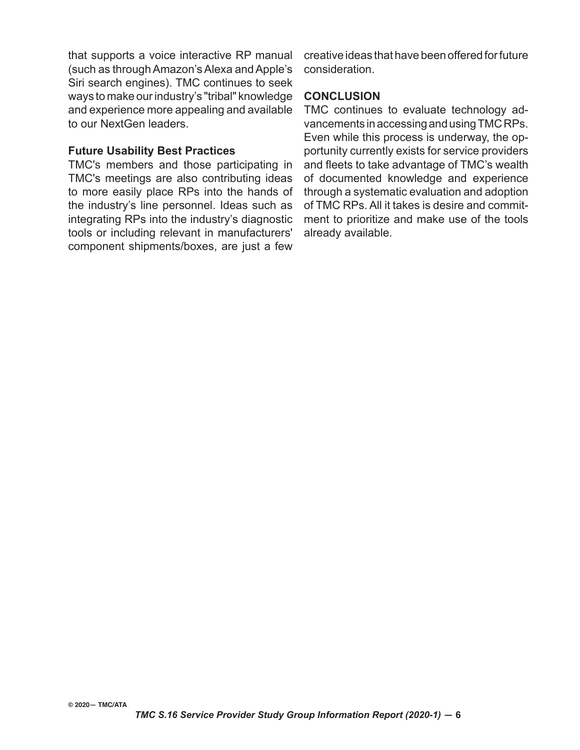that supports a voice interactive RP manual (such as through Amazon's Alexa and Apple's Siri search engines). TMC continues to seek ways to make our industry's "tribal" knowledge and experience more appealing and available to our NextGen leaders.

**Future Usability Best Practices**

TMC's members and those participating in TMC's meetings are also contributing ideas to more easily place RPs into the hands of the industry's line personnel. Ideas such as integrating RPs into the industry's diagnostic tools or including relevant in manufacturers' component shipments/boxes, are just a few creative ideas that have been offered for future consideration.

## CONCLUSION

TMC continues to evaluate technology advancements in accessing and using TMC RPs. Even while this process is underway, the opportunity currently exists for service providers and fleets to take advantage of TMC's wealth of documented knowledge and experience through a systematic evaluation and adoption of TMC RPs. All it takes is desire and commitment to prioritize and make use of the tools already available.